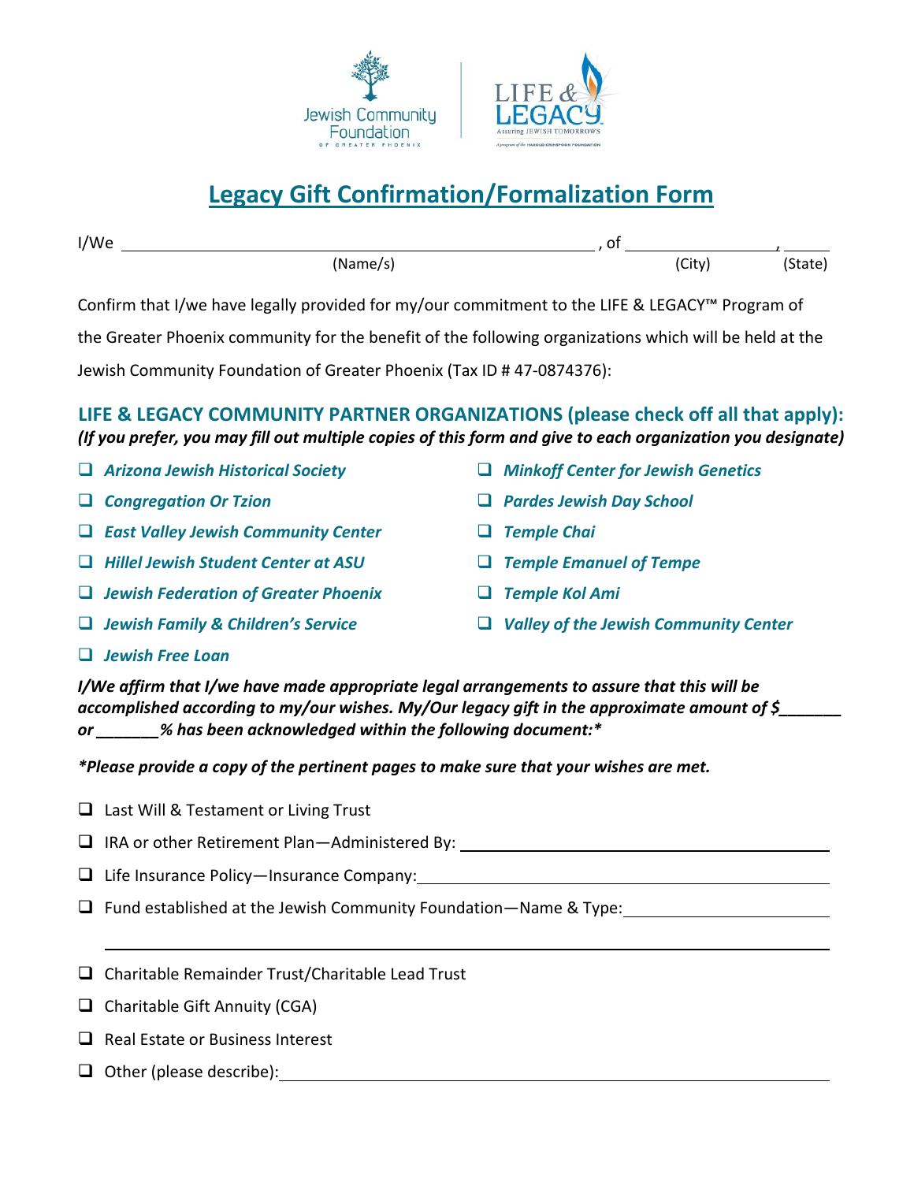Jewish Community Foundation OF GREATER PHOENIX

LIFE & LEGACY — Assuring JEWISH TOMORROWS — A program of the HAROLD GRINSPOON FOUNDATION

# Legacy Gift Confirmation/Formalization Form

I/We ______________________________________________, of ____________________, ______
(Name/s) (City) (State)

Confirm that I/we have legally provided for my/our commitment to the LIFE & LEGACY™ Program of the Greater Phoenix community for the benefit of the following organizations which will be held at the Jewish Community Foundation of Greater Phoenix (Tax ID # 47-0874376):

## LIFE & LEGACY COMMUNITY PARTNER ORGANIZATIONS (please check off all that apply):

***(If you prefer, you may fill out multiple copies of this form and give to each organization you designate)***

- ❑ ***Arizona Jewish Historical Society***
- ❑ ***Congregation Or Tzion***
- ❑ ***East Valley Jewish Community Center***
- ❑ ***Hillel Jewish Student Center at ASU***
- ❑ ***Jewish Federation of Greater Phoenix***
- ❑ ***Jewish Family & Children's Service***
- ❑ ***Jewish Free Loan***
- ❑ ***Minkoff Center for Jewish Genetics***
- ❑ ***Pardes Jewish Day School***
- ❑ ***Temple Chai***
- ❑ ***Temple Emanuel of Tempe***
- ❑ ***Temple Kol Ami***
- ❑ ***Valley of the Jewish Community Center***

***I/We affirm that I/we have made appropriate legal arrangements to assure that this will be accomplished according to my/our wishes. My/Our legacy gift in the approximate amount of $_______ or _______% has been acknowledged within the following document:****

****Please provide a copy of the pertinent pages to make sure that your wishes are met.***

- ❑ Last Will & Testament or Living Trust
- ❑ IRA or other Retirement Plan—Administered By: ______________________________
- ❑ Life Insurance Policy—Insurance Company: ______________________________
- ❑ Fund established at the Jewish Community Foundation—Name & Type: ______________________________

  ______________________________________________________________
- ❑ Charitable Remainder Trust/Charitable Lead Trust
- ❑ Charitable Gift Annuity (CGA)
- ❑ Real Estate or Business Interest
- ❑ Other (please describe): ______________________________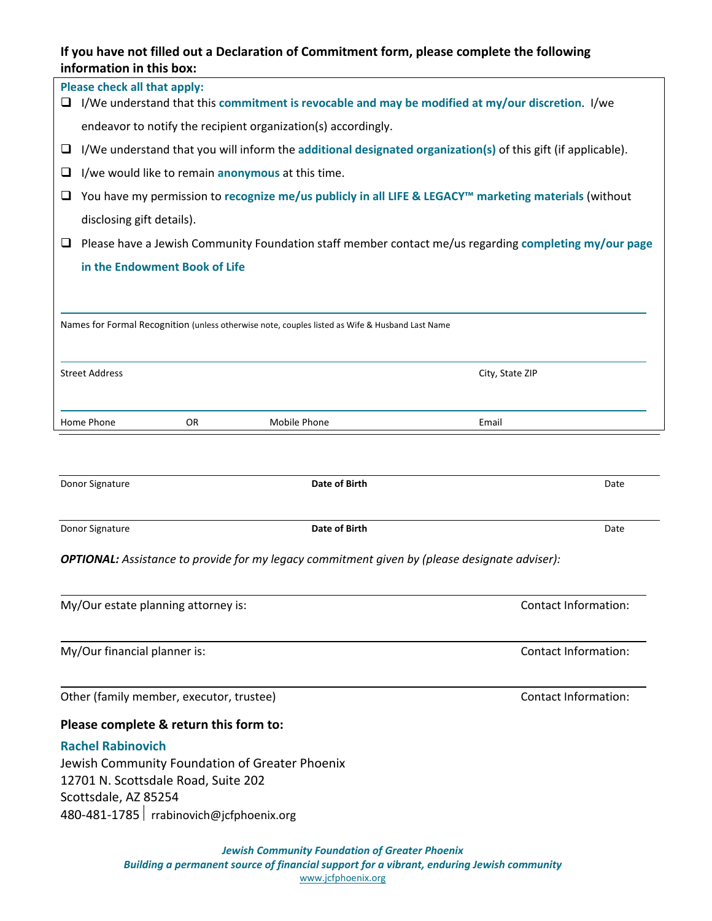**If you have not filled out a Declaration of Commitment form, please complete the following information in this box:**

**Please check all that apply:**

- ❑ I/We understand that this **commitment is revocable and may be modified at my/our discretion**. I/we endeavor to notify the recipient organization(s) accordingly.
- ❑ I/We understand that you will inform the **additional designated organization(s)** of this gift (if applicable).
- ❑ I/we would like to remain **anonymous** at this time.
- ❑ You have my permission to **recognize me/us publicly in all LIFE & LEGACY™ marketing materials** (without disclosing gift details).
- ❑ Please have a Jewish Community Foundation staff member contact me/us regarding **completing my/our page in the Endowment Book of Life**

Names for Formal Recognition (unless otherwise note, couples listed as Wife & Husband Last Name

Street Address &nbsp;&nbsp;&nbsp;&nbsp; City, State ZIP

Home Phone &nbsp;&nbsp; OR &nbsp;&nbsp; Mobile Phone &nbsp;&nbsp;&nbsp;&nbsp; Email

Donor Signature &nbsp;&nbsp;&nbsp;&nbsp; **Date of Birth** &nbsp;&nbsp;&nbsp;&nbsp; Date

Donor Signature &nbsp;&nbsp;&nbsp;&nbsp; **Date of Birth** &nbsp;&nbsp;&nbsp;&nbsp; Date

***OPTIONAL:*** *Assistance to provide for my legacy commitment given by (please designate adviser):*

My/Our estate planning attorney is: &nbsp;&nbsp;&nbsp;&nbsp; Contact Information:

My/Our financial planner is: &nbsp;&nbsp;&nbsp;&nbsp; Contact Information:

Other (family member, executor, trustee) &nbsp;&nbsp;&nbsp;&nbsp; Contact Information:

**Please complete & return this form to:**

**Rachel Rabinovich**
Jewish Community Foundation of Greater Phoenix
12701 N. Scottsdale Road, Suite 202
Scottsdale, AZ 85254
480-481-1785 | rrabinovich@jcfphoenix.org

***Jewish Community Foundation of Greater Phoenix***
***Building a permanent source of financial support for a vibrant, enduring Jewish community***
www.jcfphoenix.org